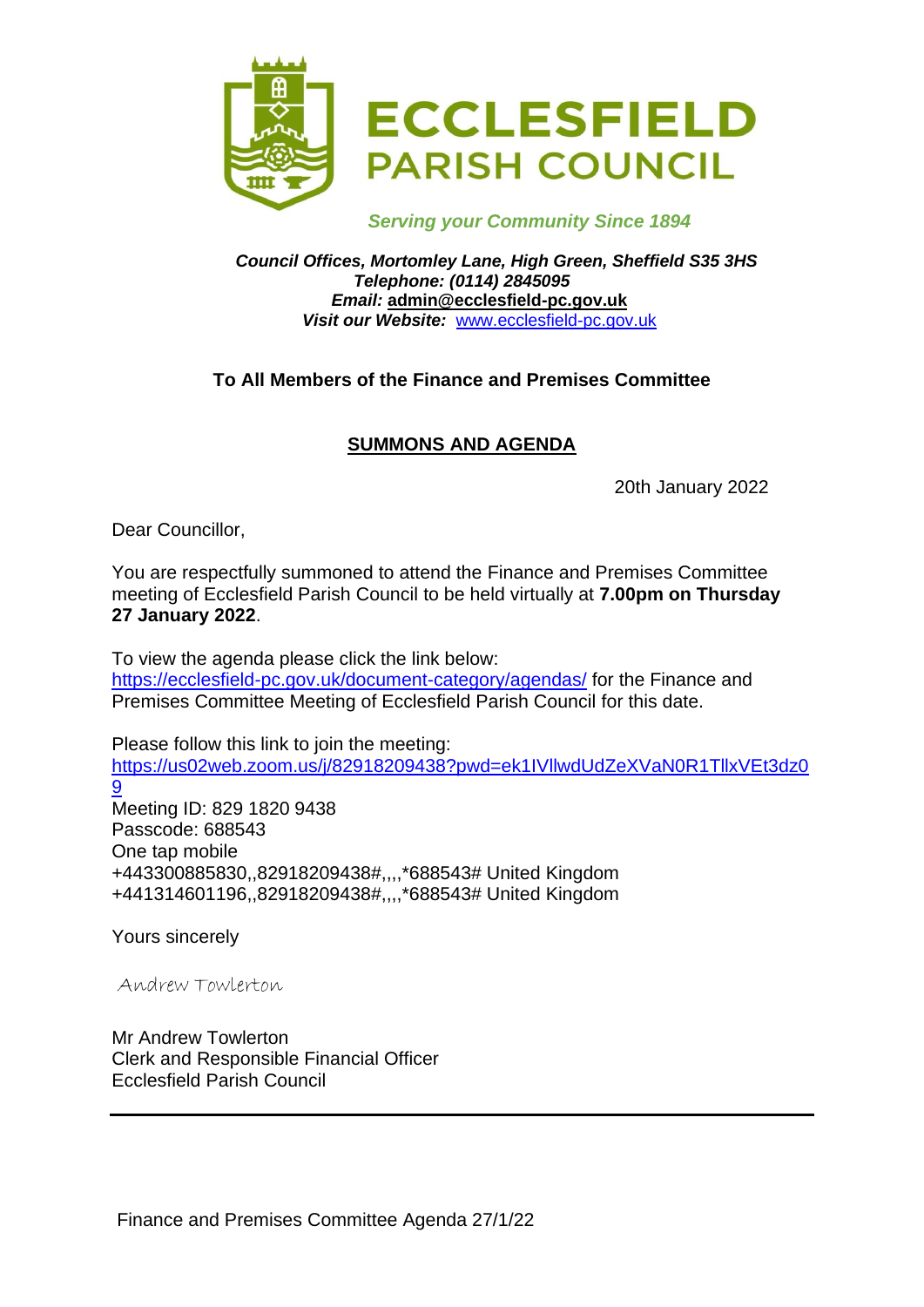# ECCLESFIELD PARISH COUNCIL

*Serving your Community Since 1894*

***Council Offices, Mortomley Lane, High Green, Sheffield S35 3HS***
***Telephone: (0114) 2845095***
***Email:* admin@ecclesfield-pc.gov.uk**
***Visit our Website:*** www.ecclesfield-pc.gov.uk

**To All Members of the Finance and Premises Committee**

## SUMMONS AND AGENDA

20th January 2022

Dear Councillor,

You are respectfully summoned to attend the Finance and Premises Committee meeting of Ecclesfield Parish Council to be held virtually at **7.00pm on Thursday 27 January 2022**.

To view the agenda please click the link below:
https://ecclesfield-pc.gov.uk/document-category/agendas/ for the Finance and Premises Committee Meeting of Ecclesfield Parish Council for this date.

Please follow this link to join the meeting:
https://us02web.zoom.us/j/82918209438?pwd=ek1IVllwdUdZeXVaN0R1TllxVEt3dz09
Meeting ID: 829 1820 9438
Passcode: 688543
One tap mobile
+443300885830,,82918209438#,,,,*688543# United Kingdom
+441314601196,,82918209438#,,,,*688543# United Kingdom

Yours sincerely

Andrew Towlerton

Mr Andrew Towlerton
Clerk and Responsible Financial Officer
Ecclesfield Parish Council

---

Finance and Premises Committee Agenda 27/1/22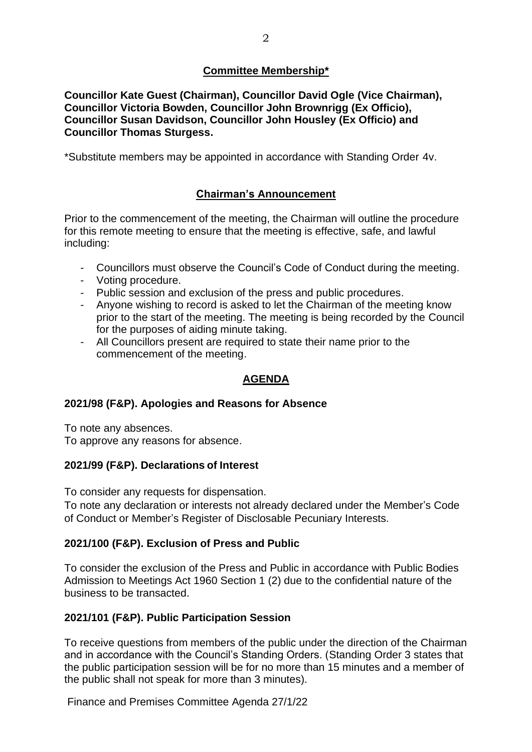## Committee Membership*

**Councillor Kate Guest (Chairman), Councillor David Ogle (Vice Chairman), Councillor Victoria Bowden, Councillor John Brownrigg (Ex Officio), Councillor Susan Davidson, Councillor John Housley (Ex Officio) and Councillor Thomas Sturgess.**

*Substitute members may be appointed in accordance with Standing Order 4v.

## Chairman's Announcement

Prior to the commencement of the meeting, the Chairman will outline the procedure for this remote meeting to ensure that the meeting is effective, safe, and lawful including:

- Councillors must observe the Council's Code of Conduct during the meeting.
- Voting procedure.
- Public session and exclusion of the press and public procedures.
- Anyone wishing to record is asked to let the Chairman of the meeting know prior to the start of the meeting. The meeting is being recorded by the Council for the purposes of aiding minute taking.
- All Councillors present are required to state their name prior to the commencement of the meeting.

## AGENDA

### 2021/98 (F&P). Apologies and Reasons for Absence

To note any absences.
To approve any reasons for absence.

### 2021/99 (F&P). Declarations of Interest

To consider any requests for dispensation.
To note any declaration or interests not already declared under the Member's Code of Conduct or Member's Register of Disclosable Pecuniary Interests.

### 2021/100 (F&P). Exclusion of Press and Public

To consider the exclusion of the Press and Public in accordance with Public Bodies Admission to Meetings Act 1960 Section 1 (2) due to the confidential nature of the business to be transacted.

### 2021/101 (F&P). Public Participation Session

To receive questions from members of the public under the direction of the Chairman and in accordance with the Council's Standing Orders. (Standing Order 3 states that the public participation session will be for no more than 15 minutes and a member of the public shall not speak for more than 3 minutes).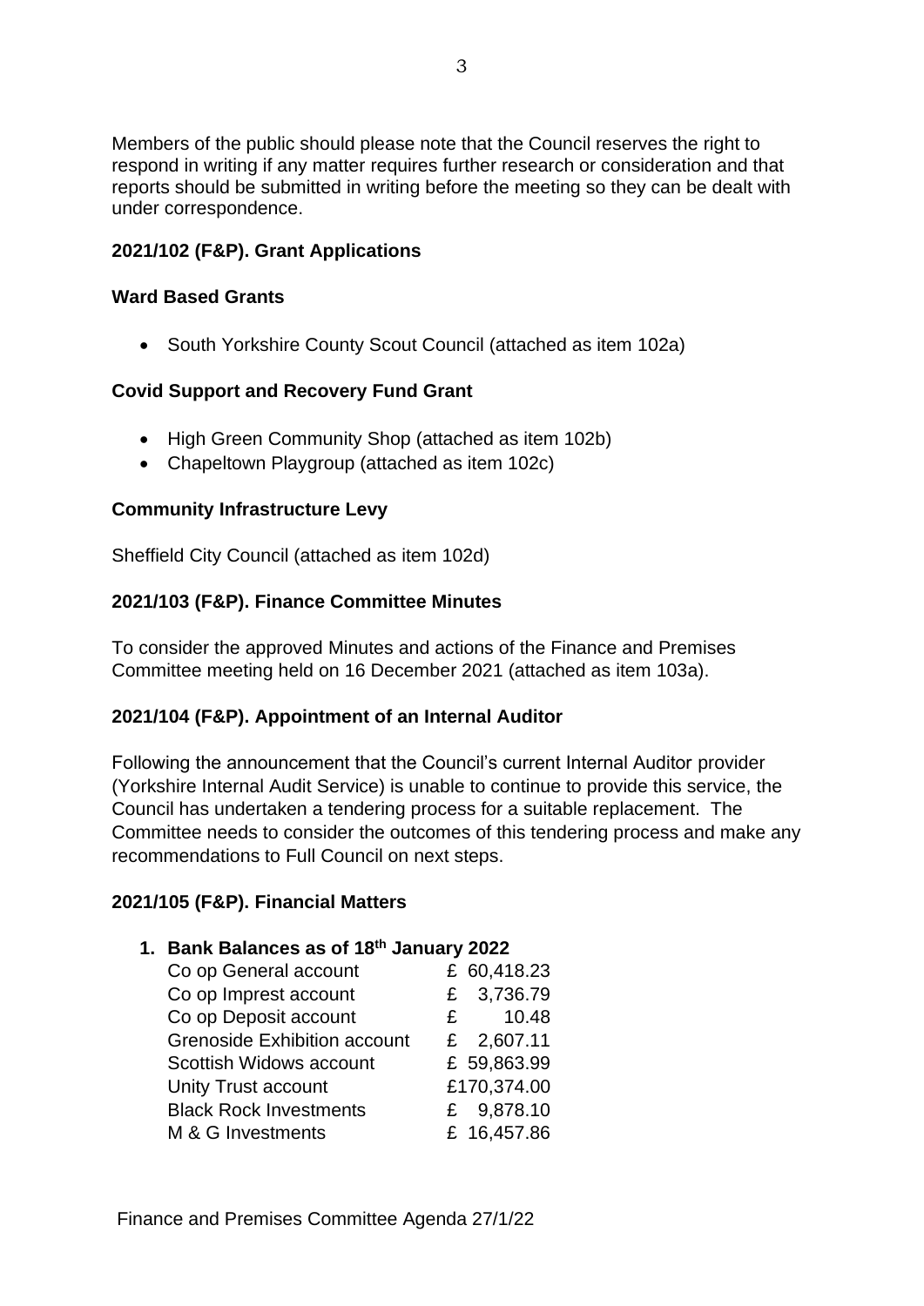Members of the public should please note that the Council reserves the right to respond in writing if any matter requires further research or consideration and that reports should be submitted in writing before the meeting so they can be dealt with under correspondence.

**2021/102 (F&P). Grant Applications**

**Ward Based Grants**

- South Yorkshire County Scout Council (attached as item 102a)

**Covid Support and Recovery Fund Grant**

- High Green Community Shop (attached as item 102b)
- Chapeltown Playgroup (attached as item 102c)

**Community Infrastructure Levy**

Sheffield City Council (attached as item 102d)

**2021/103 (F&P). Finance Committee Minutes**

To consider the approved Minutes and actions of the Finance and Premises Committee meeting held on 16 December 2021 (attached as item 103a).

**2021/104 (F&P). Appointment of an Internal Auditor**

Following the announcement that the Council's current Internal Auditor provider (Yorkshire Internal Audit Service) is unable to continue to provide this service, the Council has undertaken a tendering process for a suitable replacement. The Committee needs to consider the outcomes of this tendering process and make any recommendations to Full Council on next steps.

**2021/105 (F&P). Financial Matters**

1. **Bank Balances as of 18th January 2022**

| Account | Balance |
|---|---|
| Co op General account | £ 60,418.23 |
| Co op Imprest account | £ 3,736.79 |
| Co op Deposit account | £ 10.48 |
| Grenoside Exhibition account | £ 2,607.11 |
| Scottish Widows account | £ 59,863.99 |
| Unity Trust account | £170,374.00 |
| Black Rock Investments | £ 9,878.10 |
| M & G Investments | £ 16,457.86 |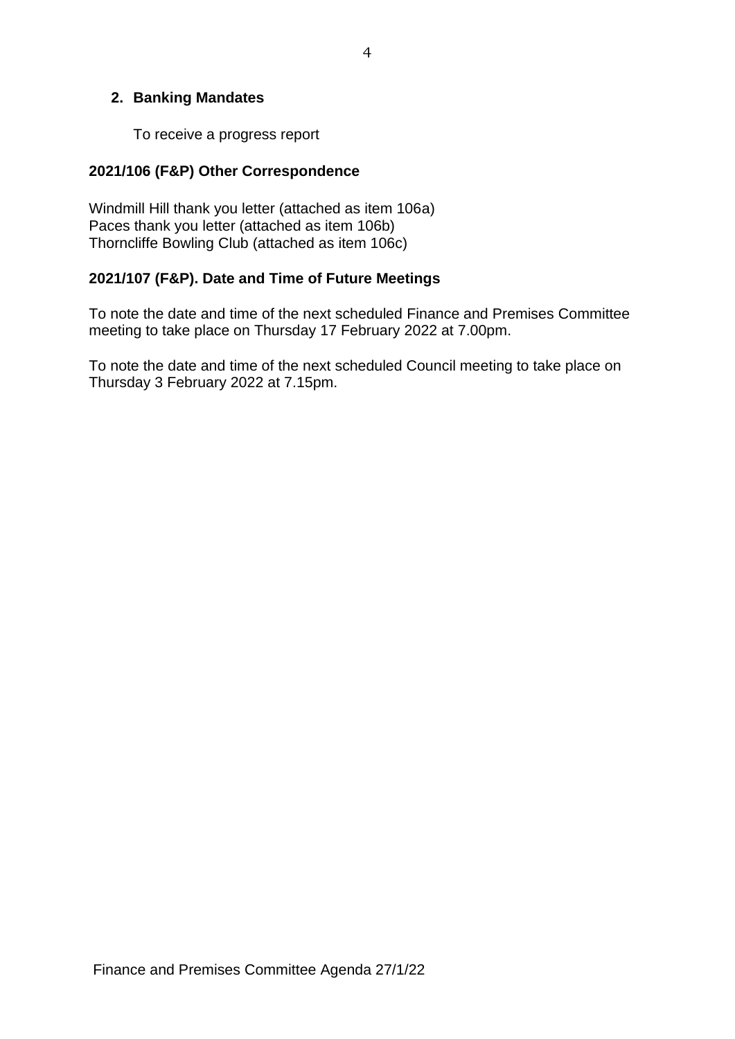2. **Banking Mandates**

   To receive a progress report

**2021/106 (F&P) Other Correspondence**

Windmill Hill thank you letter (attached as item 106a)
Paces thank you letter (attached as item 106b)
Thorncliffe Bowling Club (attached as item 106c)

**2021/107 (F&P). Date and Time of Future Meetings**

To note the date and time of the next scheduled Finance and Premises Committee meeting to take place on Thursday 17 February 2022 at 7.00pm.

To note the date and time of the next scheduled Council meeting to take place on Thursday 3 February 2022 at 7.15pm.